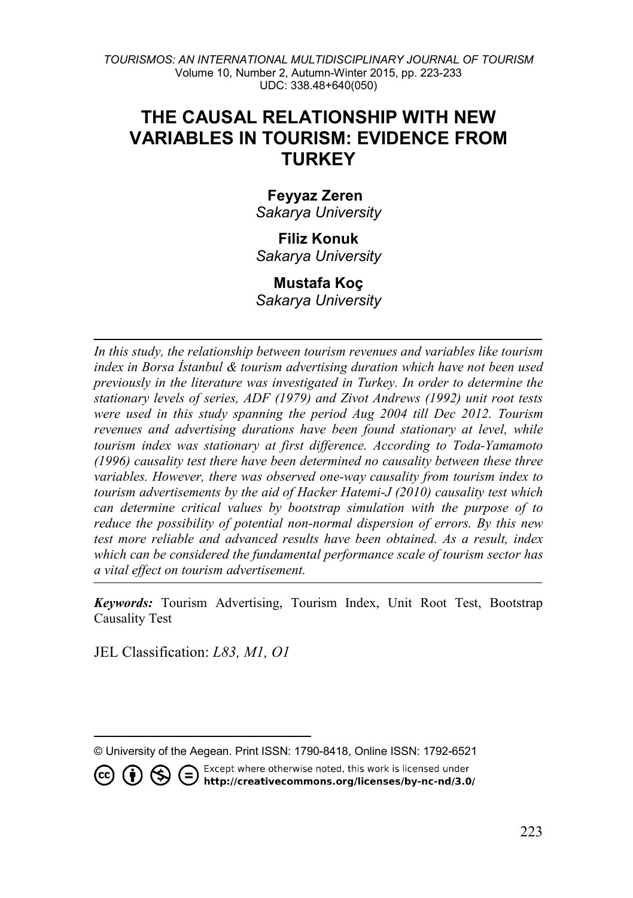# THE CAUSAL RELATIONSHIP WITH NEW VARIABLES IN TOURISM: EVIDENCE FROM TURKEY

**Feyyaz Zeren**
*Sakarya University*

**Filiz Konuk**
*Sakarya University*

**Mustafa Koç**
*Sakarya University*

*In this study, the relationship between tourism revenues and variables like tourism index in Borsa İstanbul & tourism advertising duration which have not been used previously in the literature was investigated in Turkey. In order to determine the stationary levels of series, ADF (1979) and Zivot Andrews (1992) unit root tests were used in this study spanning the period Aug 2004 till Dec 2012. Tourism revenues and advertising durations have been found stationary at level, while tourism index was stationary at first difference. According to Toda-Yamamoto (1996) causality test there have been determined no causality between these three variables. However, there was observed one-way causality from tourism index to tourism advertisements by the aid of Hacker Hatemi-J (2010) causality test which can determine critical values by bootstrap simulation with the purpose of to reduce the possibility of potential non-normal dispersion of errors. By this new test more reliable and advanced results have been obtained. As a result, index which can be considered the fundamental performance scale of tourism sector has a vital effect on tourism advertisement.*

***Keywords:*** Tourism Advertising, Tourism Index, Unit Root Test, Bootstrap Causality Test

JEL Classification: *L83, M1, O1*

© University of the Aegean. Print ISSN: 1790-8418, Online ISSN: 1792-6521

Except where otherwise noted, this work is licensed under **http://creativecommons.org/licenses/by-nc-nd/3.0/**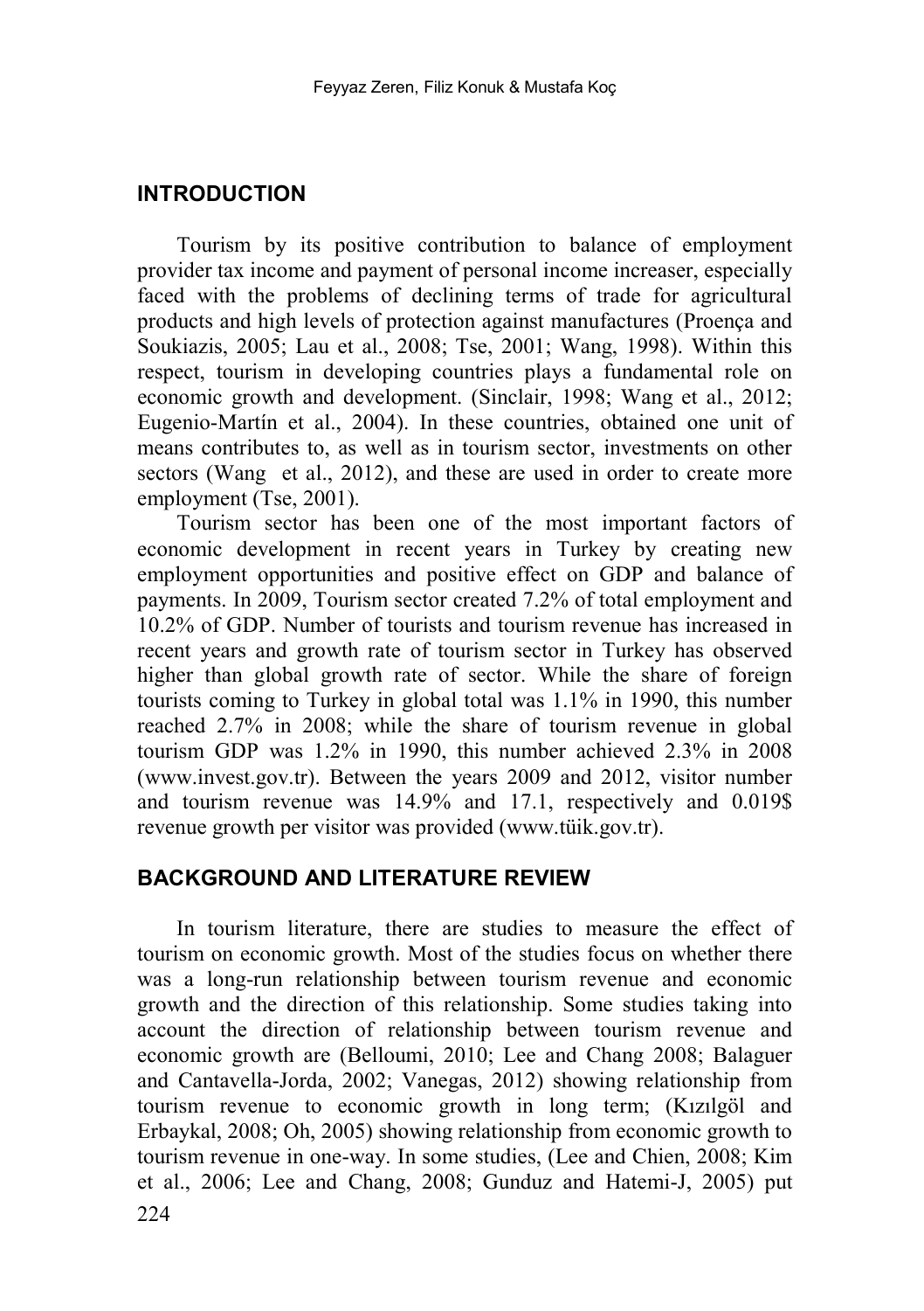## INTRODUCTION

Tourism by its positive contribution to balance of employment provider tax income and payment of personal income increaser, especially faced with the problems of declining terms of trade for agricultural products and high levels of protection against manufactures (Proença and Soukiazis, 2005; Lau et al., 2008; Tse, 2001; Wang, 1998). Within this respect, tourism in developing countries plays a fundamental role on economic growth and development. (Sinclair, 1998; Wang et al., 2012; Eugenio-Martín et al., 2004). In these countries, obtained one unit of means contributes to, as well as in tourism sector, investments on other sectors (Wang et al., 2012), and these are used in order to create more employment (Tse, 2001).

Tourism sector has been one of the most important factors of economic development in recent years in Turkey by creating new employment opportunities and positive effect on GDP and balance of payments. In 2009, Tourism sector created 7.2% of total employment and 10.2% of GDP. Number of tourists and tourism revenue has increased in recent years and growth rate of tourism sector in Turkey has observed higher than global growth rate of sector. While the share of foreign tourists coming to Turkey in global total was 1.1% in 1990, this number reached 2.7% in 2008; while the share of tourism revenue in global tourism GDP was 1.2% in 1990, this number achieved 2.3% in 2008 (www.invest.gov.tr). Between the years 2009 and 2012, visitor number and tourism revenue was 14.9% and 17.1, respectively and 0.019$ revenue growth per visitor was provided (www.tüik.gov.tr).

## BACKGROUND AND LITERATURE REVIEW

In tourism literature, there are studies to measure the effect of tourism on economic growth. Most of the studies focus on whether there was a long-run relationship between tourism revenue and economic growth and the direction of this relationship. Some studies taking into account the direction of relationship between tourism revenue and economic growth are (Belloumi, 2010; Lee and Chang 2008; Balaguer and Cantavella-Jorda, 2002; Vanegas, 2012) showing relationship from tourism revenue to economic growth in long term; (Kızılgöl and Erbaykal, 2008; Oh, 2005) showing relationship from economic growth to tourism revenue in one-way. In some studies, (Lee and Chien, 2008; Kim et al., 2006; Lee and Chang, 2008; Gunduz and Hatemi-J, 2005) put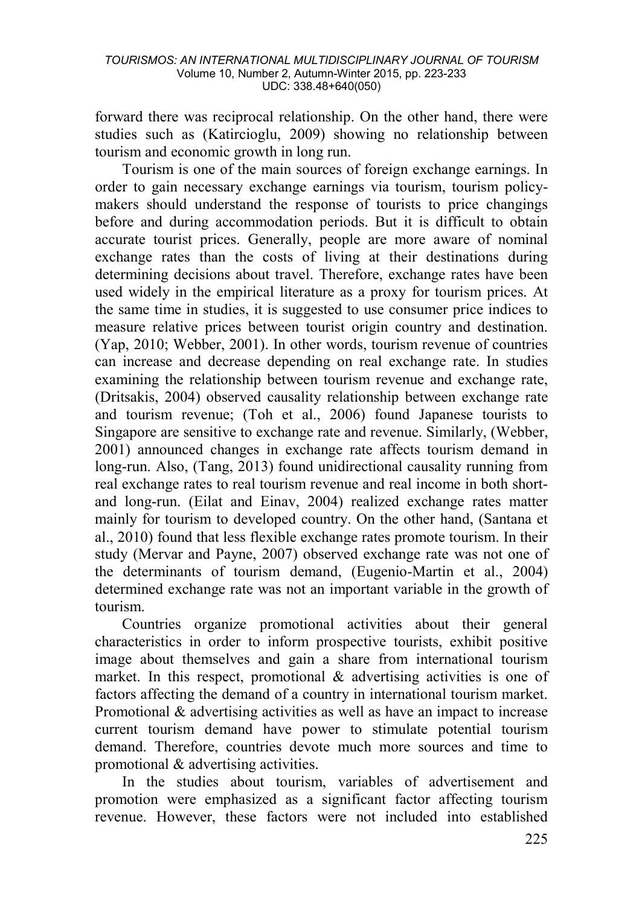forward there was reciprocal relationship. On the other hand, there were studies such as (Katircioglu, 2009) showing no relationship between tourism and economic growth in long run.

Tourism is one of the main sources of foreign exchange earnings. In order to gain necessary exchange earnings via tourism, tourism policy-makers should understand the response of tourists to price changings before and during accommodation periods. But it is difficult to obtain accurate tourist prices. Generally, people are more aware of nominal exchange rates than the costs of living at their destinations during determining decisions about travel. Therefore, exchange rates have been used widely in the empirical literature as a proxy for tourism prices. At the same time in studies, it is suggested to use consumer price indices to measure relative prices between tourist origin country and destination. (Yap, 2010; Webber, 2001). In other words, tourism revenue of countries can increase and decrease depending on real exchange rate. In studies examining the relationship between tourism revenue and exchange rate, (Dritsakis, 2004) observed causality relationship between exchange rate and tourism revenue; (Toh et al., 2006) found Japanese tourists to Singapore are sensitive to exchange rate and revenue. Similarly, (Webber, 2001) announced changes in exchange rate affects tourism demand in long-run. Also, (Tang, 2013) found unidirectional causality running from real exchange rates to real tourism revenue and real income in both short- and long-run. (Eilat and Einav, 2004) realized exchange rates matter mainly for tourism to developed country. On the other hand, (Santana et al., 2010) found that less flexible exchange rates promote tourism. In their study (Mervar and Payne, 2007) observed exchange rate was not one of the determinants of tourism demand, (Eugenio-Martin et al., 2004) determined exchange rate was not an important variable in the growth of tourism.

Countries organize promotional activities about their general characteristics in order to inform prospective tourists, exhibit positive image about themselves and gain a share from international tourism market. In this respect, promotional & advertising activities is one of factors affecting the demand of a country in international tourism market. Promotional & advertising activities as well as have an impact to increase current tourism demand have power to stimulate potential tourism demand. Therefore, countries devote much more sources and time to promotional & advertising activities.

In the studies about tourism, variables of advertisement and promotion were emphasized as a significant factor affecting tourism revenue. However, these factors were not included into established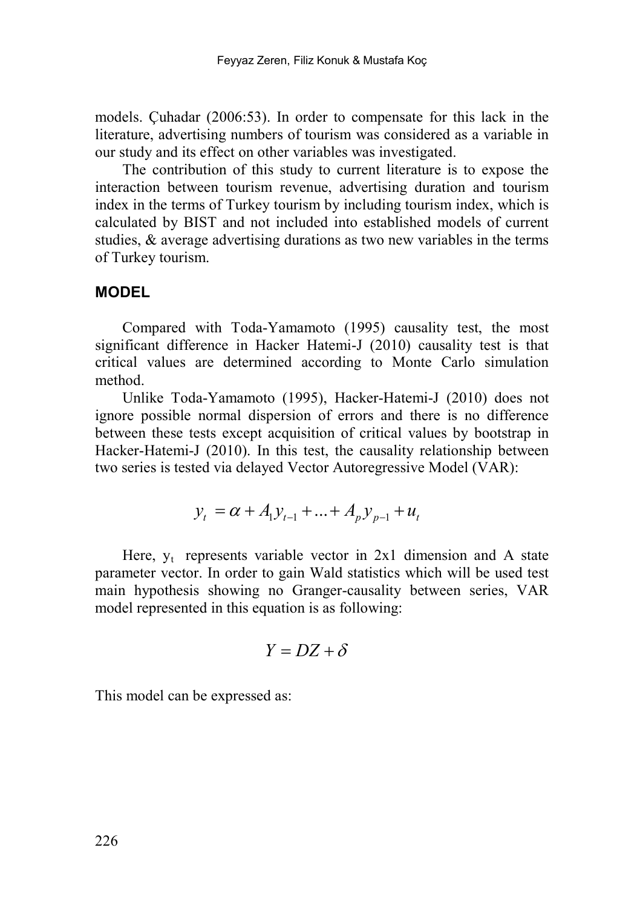models. Çuhadar (2006:53). In order to compensate for this lack in the literature, advertising numbers of tourism was considered as a variable in our study and its effect on other variables was investigated.

The contribution of this study to current literature is to expose the interaction between tourism revenue, advertising duration and tourism index in the terms of Turkey tourism by including tourism index, which is calculated by BIST and not included into established models of current studies, & average advertising durations as two new variables in the terms of Turkey tourism.

## MODEL

Compared with Toda-Yamamoto (1995) causality test, the most significant difference in Hacker Hatemi-J (2010) causality test is that critical values are determined according to Monte Carlo simulation method.

Unlike Toda-Yamamoto (1995), Hacker-Hatemi-J (2010) does not ignore possible normal dispersion of errors and there is no difference between these tests except acquisition of critical values by bootstrap in Hacker-Hatemi-J (2010). In this test, the causality relationship between two series is tested via delayed Vector Autoregressive Model (VAR):

$$y_t = \alpha + A_1 y_{t-1} + \ldots + A_p y_{p-1} + u_t$$

Here, $y_t$ represents variable vector in 2x1 dimension and A state parameter vector. In order to gain Wald statistics which will be used test main hypothesis showing no Granger-causality between series, VAR model represented in this equation is as following:

$$Y = DZ + \delta$$

This model can be expressed as: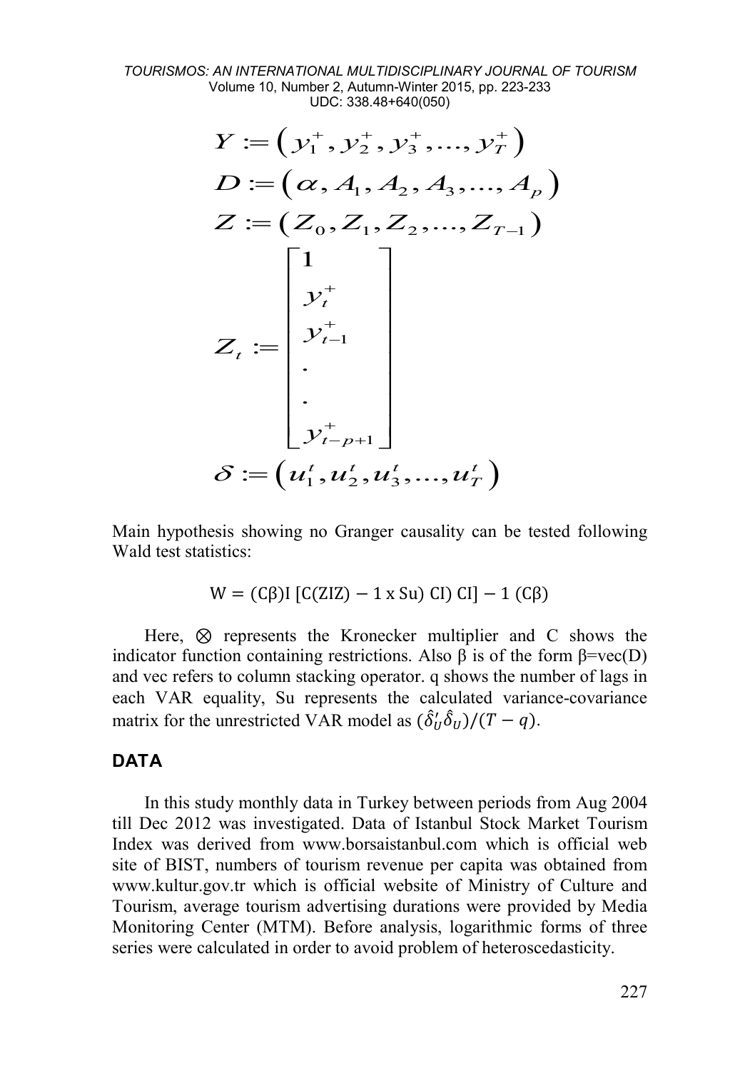$$Y := \left( y_1^+, y_2^+, y_3^+, \ldots, y_T^+ \right)$$

$$D := \left( \alpha, A_1, A_2, A_3, \ldots, A_p \right)$$

$$Z := \left( Z_0, Z_1, Z_2, \ldots, Z_{T-1} \right)$$

$$Z_t := \begin{bmatrix} 1 \\ y_t^+ \\ y_{t-1}^+ \\ \cdot \\ \cdot \\ y_{t-p+1}^+ \end{bmatrix}$$

$$\delta := \left( u_1^t, u_2^t, u_3^t, \ldots, u_T^t \right)$$

Main hypothesis showing no Granger causality can be tested following Wald test statistics:

$$\mathrm{W} = (\mathrm{C}\beta)\mathrm{I}\ [\mathrm{C}(\mathrm{ZIZ}) - 1\ \mathrm{x}\ \mathrm{Su})\ \mathrm{CI})\ \mathrm{CI}] - 1\ (\mathrm{C}\beta)$$

Here, $\otimes$ represents the Kronecker multiplier and C shows the indicator function containing restrictions. Also $\beta$ is of the form $\beta$=vec(D) and vec refers to column stacking operator. q shows the number of lags in each VAR equality, Su represents the calculated variance-covariance matrix for the unrestricted VAR model as $(\hat{\delta}_U' \hat{\delta}_U)/(T - q)$.

## DATA

In this study monthly data in Turkey between periods from Aug 2004 till Dec 2012 was investigated. Data of Istanbul Stock Market Tourism Index was derived from www.borsaistanbul.com which is official web site of BIST, numbers of tourism revenue per capita was obtained from www.kultur.gov.tr which is official website of Ministry of Culture and Tourism, average tourism advertising durations were provided by Media Monitoring Center (MTM). Before analysis, logarithmic forms of three series were calculated in order to avoid problem of heteroscedasticity.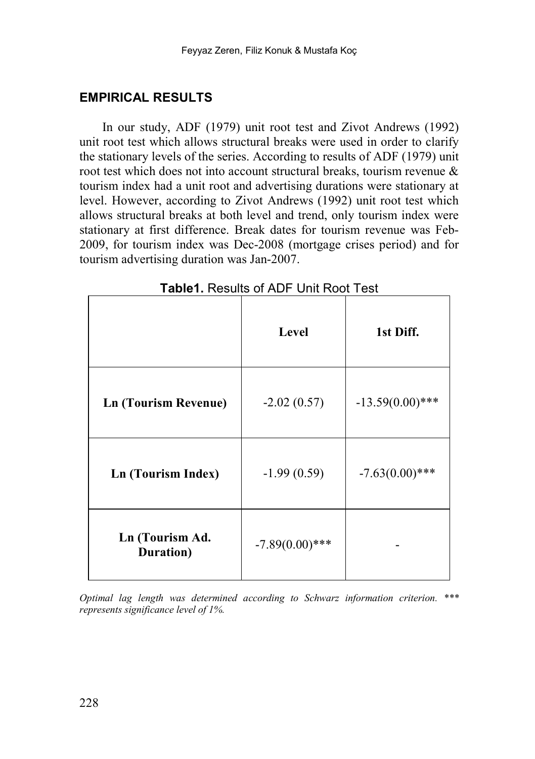## EMPIRICAL RESULTS

In our study, ADF (1979) unit root test and Zivot Andrews (1992) unit root test which allows structural breaks were used in order to clarify the stationary levels of the series. According to results of ADF (1979) unit root test which does not into account structural breaks, tourism revenue & tourism index had a unit root and advertising durations were stationary at level. However, according to Zivot Andrews (1992) unit root test which allows structural breaks at both level and trend, only tourism index were stationary at first difference. Break dates for tourism revenue was Feb-2009, for tourism index was Dec-2008 (mortgage crises period) and for tourism advertising duration was Jan-2007.

**Table1.** Results of ADF Unit Root Test

| | Level | 1st Diff. |
|---|---|---|
| **Ln (Tourism Revenue)** | -2.02 (0.57) | -13.59(0.00)*** |
| **Ln (Tourism Index)** | -1.99 (0.59) | -7.63(0.00)*** |
| **Ln (Tourism Ad. Duration)** | -7.89(0.00)*** | - |

*Optimal lag length was determined according to Schwarz information criterion. *** represents significance level of 1%.*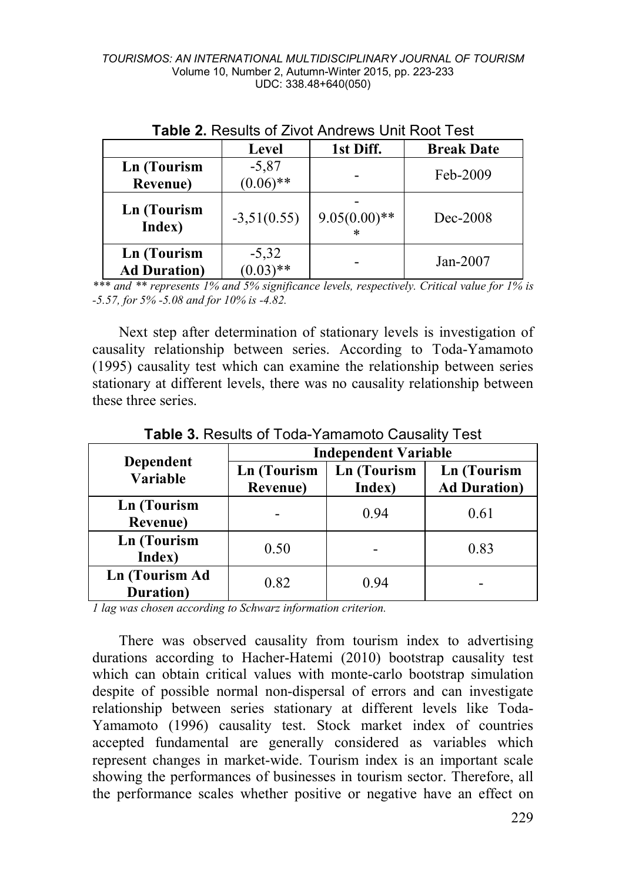**Table 2.** Results of Zivot Andrews Unit Root Test

| | Level | 1st Diff. | Break Date |
|---|---|---|---|
| **Ln (Tourism Revenue)** | -5,87 (0.06)** | - | Feb-2009 |
| **Ln (Tourism Index)** | -3,51(0.55) | -9.05(0.00)*** | Dec-2008 |
| **Ln (Tourism Ad Duration)** | -5,32 (0.03)** | - | Jan-2007 |

*\*\*\* and \*\* represents 1% and 5% significance levels, respectively. Critical value for 1% is -5.57, for 5% -5.08 and for 10% is -4.82.*

Next step after determination of stationary levels is investigation of causality relationship between series. According to Toda-Yamamoto (1995) causality test which can examine the relationship between series stationary at different levels, there was no causality relationship between these three series.

**Table 3.** Results of Toda-Yamamoto Causality Test

| Dependent Variable | Independent Variable | | |
|---|---|---|---|
| | **Ln (Tourism Revenue)** | **Ln (Tourism Index)** | **Ln (Tourism Ad Duration)** |
| **Ln (Tourism Revenue)** | - | 0.94 | 0.61 |
| **Ln (Tourism Index)** | 0.50 | - | 0.83 |
| **Ln (Tourism Ad Duration)** | 0.82 | 0.94 | - |

*1 lag was chosen according to Schwarz information criterion.*

There was observed causality from tourism index to advertising durations according to Hacher-Hatemi (2010) bootstrap causality test which can obtain critical values with monte-carlo bootstrap simulation despite of possible normal non-dispersal of errors and can investigate relationship between series stationary at different levels like Toda-Yamamoto (1996) causality test. Stock market index of countries accepted fundamental are generally considered as variables which represent changes in market-wide. Tourism index is an important scale showing the performances of businesses in tourism sector. Therefore, all the performance scales whether positive or negative have an effect on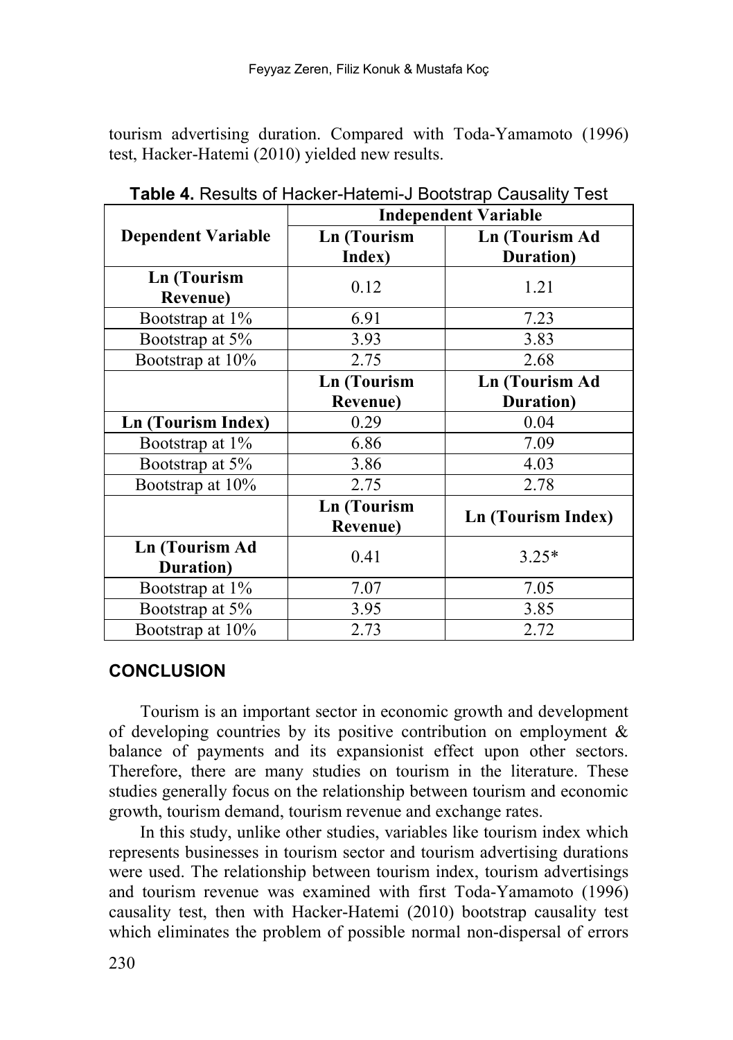tourism advertising duration. Compared with Toda-Yamamoto (1996) test, Hacker-Hatemi (2010) yielded new results.

**Table 4.** Results of Hacker-Hatemi-J Bootstrap Causality Test

| Dependent Variable | Independent Variable | |
|---|---|---|
| | **Ln (Tourism Index)** | **Ln (Tourism Ad Duration)** |
| **Ln (Tourism Revenue)** | 0.12 | 1.21 |
| Bootstrap at 1% | 6.91 | 7.23 |
| Bootstrap at 5% | 3.93 | 3.83 |
| Bootstrap at 10% | 2.75 | 2.68 |
| | **Ln (Tourism Revenue)** | **Ln (Tourism Ad Duration)** |
| **Ln (Tourism Index)** | 0.29 | 0.04 |
| Bootstrap at 1% | 6.86 | 7.09 |
| Bootstrap at 5% | 3.86 | 4.03 |
| Bootstrap at 10% | 2.75 | 2.78 |
| | **Ln (Tourism Revenue)** | **Ln (Tourism Index)** |
| **Ln (Tourism Ad Duration)** | 0.41 | 3.25* |
| Bootstrap at 1% | 7.07 | 7.05 |
| Bootstrap at 5% | 3.95 | 3.85 |
| Bootstrap at 10% | 2.73 | 2.72 |

## CONCLUSION

Tourism is an important sector in economic growth and development of developing countries by its positive contribution on employment & balance of payments and its expansionist effect upon other sectors. Therefore, there are many studies on tourism in the literature. These studies generally focus on the relationship between tourism and economic growth, tourism demand, tourism revenue and exchange rates.

In this study, unlike other studies, variables like tourism index which represents businesses in tourism sector and tourism advertising durations were used. The relationship between tourism index, tourism advertisings and tourism revenue was examined with first Toda-Yamamoto (1996) causality test, then with Hacker-Hatemi (2010) bootstrap causality test which eliminates the problem of possible normal non-dispersal of errors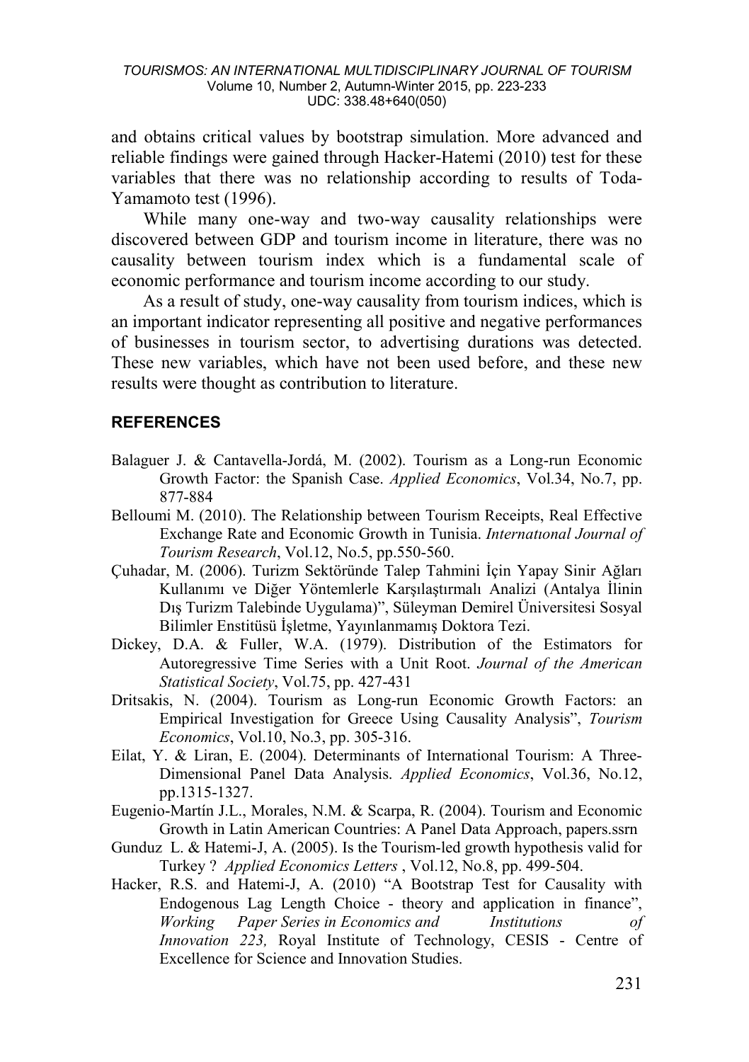and obtains critical values by bootstrap simulation. More advanced and reliable findings were gained through Hacker-Hatemi (2010) test for these variables that there was no relationship according to results of Toda-Yamamoto test (1996).

While many one-way and two-way causality relationships were discovered between GDP and tourism income in literature, there was no causality between tourism index which is a fundamental scale of economic performance and tourism income according to our study.

As a result of study, one-way causality from tourism indices, which is an important indicator representing all positive and negative performances of businesses in tourism sector, to advertising durations was detected. These new variables, which have not been used before, and these new results were thought as contribution to literature.

## REFERENCES

Balaguer J. & Cantavella-Jordá, M. (2002). Tourism as a Long-run Economic Growth Factor: the Spanish Case. *Applied Economics*, Vol.34, No.7, pp. 877-884

Belloumi M. (2010). The Relationship between Tourism Receipts, Real Effective Exchange Rate and Economic Growth in Tunisia. *Internatıonal Journal of Tourism Research*, Vol.12, No.5, pp.550-560.

Çuhadar, M. (2006). Turizm Sektöründe Talep Tahmini İçin Yapay Sinir Ağları Kullanımı ve Diğer Yöntemlerle Karşılaştırmalı Analizi (Antalya İlinin Dış Turizm Talebinde Uygulama)", Süleyman Demirel Üniversitesi Sosyal Bilimler Enstitüsü İşletme, Yayınlanmamış Doktora Tezi.

Dickey, D.A. & Fuller, W.A. (1979). Distribution of the Estimators for Autoregressive Time Series with a Unit Root. *Journal of the American Statistical Society*, Vol.75, pp. 427-431

Dritsakis, N. (2004). Tourism as Long-run Economic Growth Factors: an Empirical Investigation for Greece Using Causality Analysis", *Tourism Economics*, Vol.10, No.3, pp. 305-316.

Eilat, Y. & Liran, E. (2004). Determinants of International Tourism: A Three-Dimensional Panel Data Analysis. *Applied Economics*, Vol.36, No.12, pp.1315-1327.

Eugenio-Martín J.L., Morales, N.M. & Scarpa, R. (2004). Tourism and Economic Growth in Latin American Countries: A Panel Data Approach, papers.ssrn

Gunduz L. & Hatemi-J, A. (2005). Is the Tourism-led growth hypothesis valid for Turkey ? *Applied Economics Letters* , Vol.12, No.8, pp. 499-504.

Hacker, R.S. and Hatemi-J, A. (2010) "A Bootstrap Test for Causality with Endogenous Lag Length Choice - theory and application in finance", *Working Paper Series in Economics and Institutions of Innovation 223,* Royal Institute of Technology, CESIS - Centre of Excellence for Science and Innovation Studies.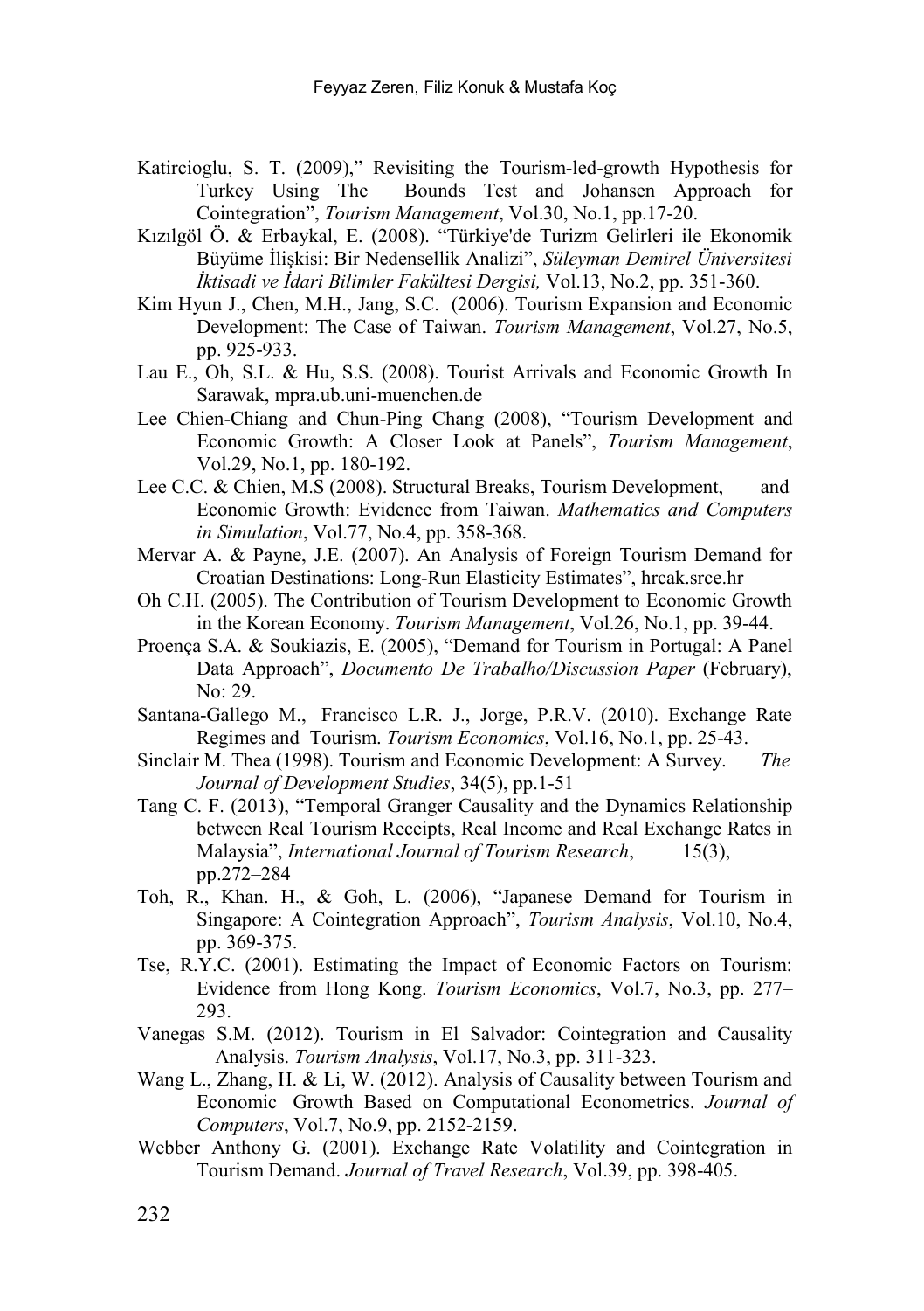Katircioglu, S. T. (2009)," Revisiting the Tourism-led-growth Hypothesis for Turkey Using The Bounds Test and Johansen Approach for Cointegration", *Tourism Management*, Vol.30, No.1, pp.17-20.

Kızılgöl Ö. & Erbaykal, E. (2008). "Türkiye'de Turizm Gelirleri ile Ekonomik Büyüme İlişkisi: Bir Nedensellik Analizi", *Süleyman Demirel Üniversitesi İktisadi ve İdari Bilimler Fakültesi Dergisi,* Vol.13, No.2, pp. 351-360.

Kim Hyun J., Chen, M.H., Jang, S.C. (2006). Tourism Expansion and Economic Development: The Case of Taiwan. *Tourism Management*, Vol.27, No.5, pp. 925-933.

Lau E., Oh, S.L. & Hu, S.S. (2008). Tourist Arrivals and Economic Growth In Sarawak, mpra.ub.uni-muenchen.de

Lee Chien-Chiang and Chun-Ping Chang (2008), "Tourism Development and Economic Growth: A Closer Look at Panels", *Tourism Management*, Vol.29, No.1, pp. 180-192.

Lee C.C. & Chien, M.S (2008). Structural Breaks, Tourism Development, and Economic Growth: Evidence from Taiwan. *Mathematics and Computers in Simulation*, Vol.77, No.4, pp. 358-368.

Mervar A. & Payne, J.E. (2007). An Analysis of Foreign Tourism Demand for Croatian Destinations: Long-Run Elasticity Estimates", hrcak.srce.hr

Oh C.H. (2005). The Contribution of Tourism Development to Economic Growth in the Korean Economy. *Tourism Management*, Vol.26, No.1, pp. 39-44.

Proença S.A. & Soukiazis, E. (2005), "Demand for Tourism in Portugal: A Panel Data Approach", *Documento De Trabalho/Discussion Paper* (February), No: 29.

Santana-Gallego M., Francisco L.R. J., Jorge, P.R.V. (2010). Exchange Rate Regimes and Tourism. *Tourism Economics*, Vol.16, No.1, pp. 25-43.

Sinclair M. Thea (1998). Tourism and Economic Development: A Survey. *The Journal of Development Studies*, 34(5), pp.1-51

Tang C. F. (2013), "Temporal Granger Causality and the Dynamics Relationship between Real Tourism Receipts, Real Income and Real Exchange Rates in Malaysia", *International Journal of Tourism Research*, 15(3), pp.272–284

Toh, R., Khan. H., & Goh, L. (2006), "Japanese Demand for Tourism in Singapore: A Cointegration Approach", *Tourism Analysis*, Vol.10, No.4, pp. 369-375.

Tse, R.Y.C. (2001). Estimating the Impact of Economic Factors on Tourism: Evidence from Hong Kong. *Tourism Economics*, Vol.7, No.3, pp. 277–293.

Vanegas S.M. (2012). Tourism in El Salvador: Cointegration and Causality Analysis. *Tourism Analysis*, Vol.17, No.3, pp. 311-323.

Wang L., Zhang, H. & Li, W. (2012). Analysis of Causality between Tourism and Economic Growth Based on Computational Econometrics. *Journal of Computers*, Vol.7, No.9, pp. 2152-2159.

Webber Anthony G. (2001). Exchange Rate Volatility and Cointegration in Tourism Demand. *Journal of Travel Research*, Vol.39, pp. 398-405.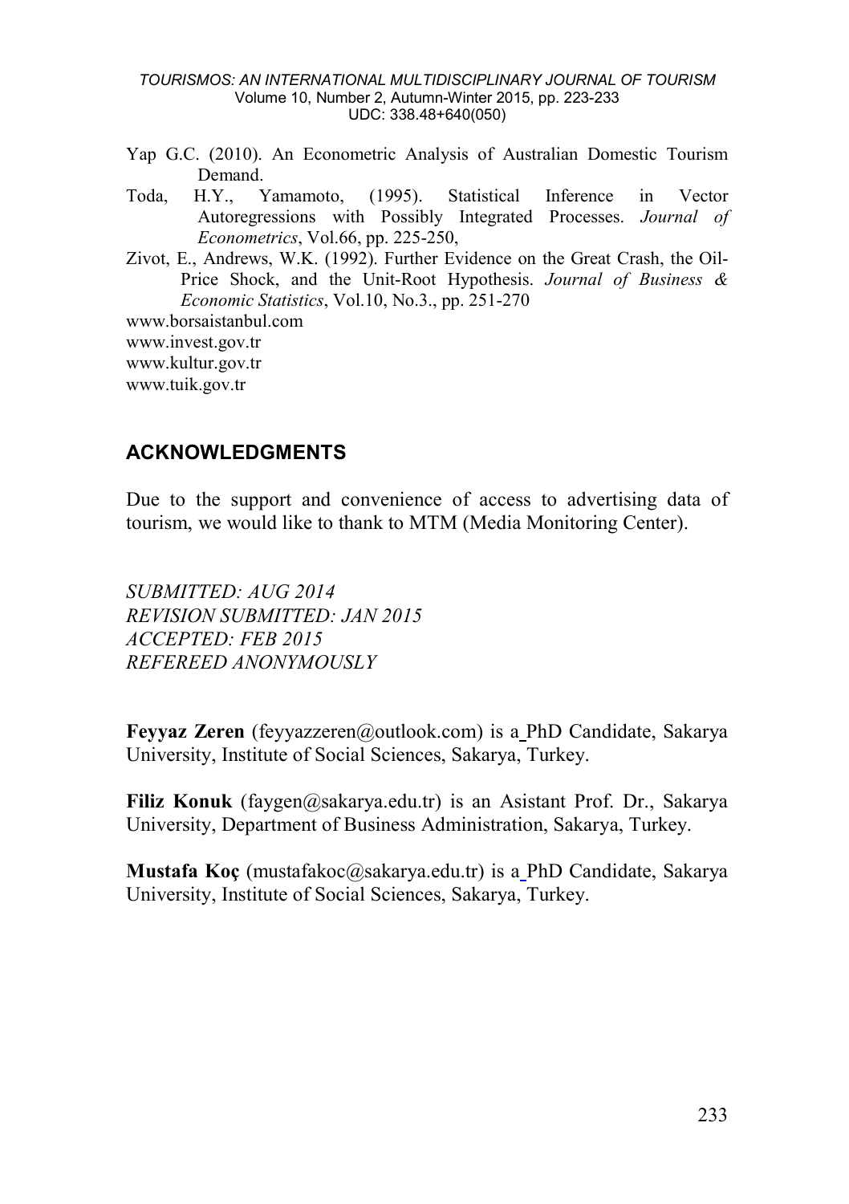Yap G.C. (2010). An Econometric Analysis of Australian Domestic Tourism Demand.

Toda, H.Y., Yamamoto, (1995). Statistical Inference in Vector Autoregressions with Possibly Integrated Processes. *Journal of Econometrics*, Vol.66, pp. 225-250,

Zivot, E., Andrews, W.K. (1992). Further Evidence on the Great Crash, the Oil-Price Shock, and the Unit-Root Hypothesis. *Journal of Business & Economic Statistics*, Vol.10, No.3., pp. 251-270

www.borsaistanbul.com

www.invest.gov.tr

www.kultur.gov.tr

www.tuik.gov.tr

## ACKNOWLEDGMENTS

Due to the support and convenience of access to advertising data of tourism, we would like to thank to MTM (Media Monitoring Center).

*SUBMITTED: AUG 2014*
*REVISION SUBMITTED: JAN 2015*
*ACCEPTED: FEB 2015*
*REFEREED ANONYMOUSLY*

**Feyyaz Zeren** (feyyazzeren@outlook.com) is a PhD Candidate, Sakarya University, Institute of Social Sciences, Sakarya, Turkey.

**Filiz Konuk** (faygen@sakarya.edu.tr) is an Asistant Prof. Dr., Sakarya University, Department of Business Administration, Sakarya, Turkey.

**Mustafa Koç** (mustafakoc@sakarya.edu.tr) is a PhD Candidate, Sakarya University, Institute of Social Sciences, Sakarya, Turkey.